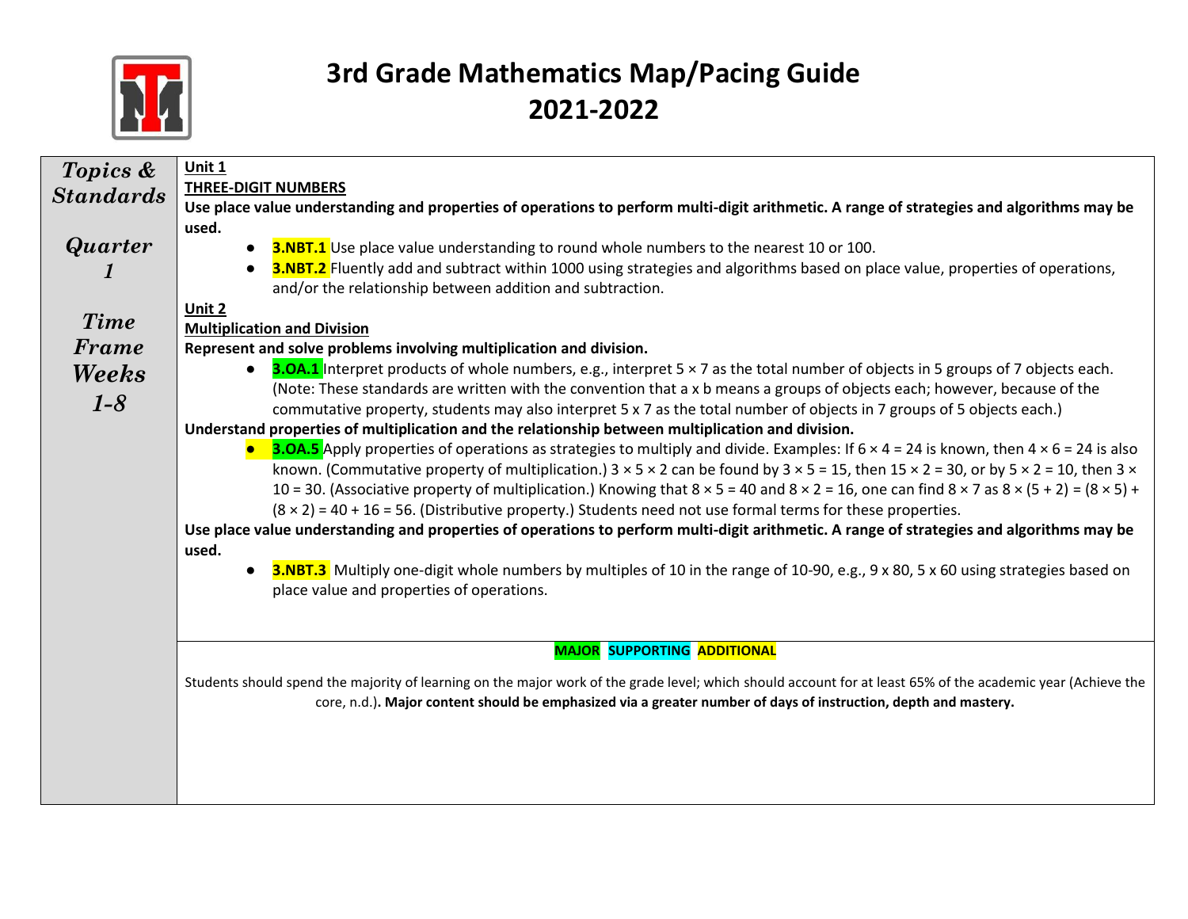# 3rd Grade Mathematics Map/Pacing Guide
# 2021-2022

| *Topics & Standards*<br><br>*Quarter 1*<br><br>*Time Frame Weeks 1-8* | **Unit 1**<br>**THREE-DIGIT NUMBERS**<br>**Use place value understanding and properties of operations to perform multi-digit arithmetic. A range of strategies and algorithms may be used.**<br>● **3.NBT.1** Use place value understanding to round whole numbers to the nearest 10 or 100.<br>● **3.NBT.2** Fluently add and subtract within 1000 using strategies and algorithms based on place value, properties of operations, and/or the relationship between addition and subtraction.<br>**Unit 2**<br>**Multiplication and Division**<br>**Represent and solve problems involving multiplication and division.**<br>● **3.OA.1** Interpret products of whole numbers, e.g., interpret 5 × 7 as the total number of objects in 5 groups of 7 objects each. (Note: These standards are written with the convention that a x b means a groups of objects each; however, because of the commutative property, students may also interpret 5 x 7 as the total number of objects in 7 groups of 5 objects each.)<br>**Understand properties of multiplication and the relationship between multiplication and division.**<br>● **3.OA.5** Apply properties of operations as strategies to multiply and divide. Examples: If 6 × 4 = 24 is known, then 4 × 6 = 24 is also known. (Commutative property of multiplication.) 3 × 5 × 2 can be found by 3 × 5 = 15, then 15 × 2 = 30, or by 5 × 2 = 10, then 3 × 10 = 30. (Associative property of multiplication.) Knowing that 8 × 5 = 40 and 8 × 2 = 16, one can find 8 × 7 as 8 × (5 + 2) = (8 × 5) + (8 × 2) = 40 + 16 = 56. (Distributive property.) Students need not use formal terms for these properties.<br>**Use place value understanding and properties of operations to perform multi-digit arithmetic. A range of strategies and algorithms may be used.**<br>● **3.NBT.3** Multiply one-digit whole numbers by multiples of 10 in the range of 10-90, e.g., 9 x 80, 5 x 60 using strategies based on place value and properties of operations. |
|---|---|
| | **MAJOR** **SUPPORTING** **ADDITIONAL**<br><br>Students should spend the majority of learning on the major work of the grade level; which should account for at least 65% of the academic year (Achieve the core, n.d.). **Major content should be emphasized via a greater number of days of instruction, depth and mastery.** |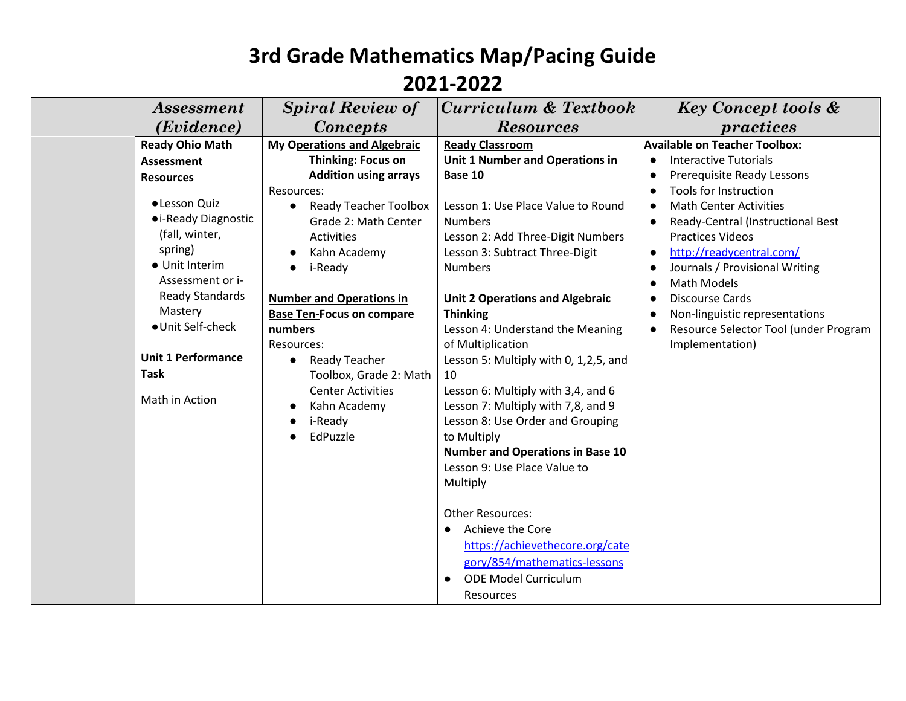# 3rd Grade Mathematics Map/Pacing Guide

## 2021-2022

| | *Assessment (Evidence)* | *Spiral Review of Concepts* | *Curriculum & Textbook Resources* | *Key Concept tools & practices* |
|---|---|---|---|---|
| | **Ready Ohio Math Assessment Resources**<br><br>● Lesson Quiz<br>● i-Ready Diagnostic (fall, winter, spring)<br>● Unit Interim Assessment or i-Ready Standards Mastery<br>● Unit Self-check<br><br>**Unit 1 Performance Task**<br><br>Math in Action | **My Operations and Algebraic Thinking: Focus on Addition using arrays**<br>Resources:<br>● Ready Teacher Toolbox Grade 2: Math Center Activities<br>● Kahn Academy<br>● i-Ready<br><br>**Number and Operations in Base Ten-Focus on compare numbers**<br>Resources:<br>● Ready Teacher Toolbox, Grade 2: Math Center Activities<br>● Kahn Academy<br>● i-Ready<br>● EdPuzzle | **Ready Classroom**<br>**Unit 1 Number and Operations in Base 10**<br><br>Lesson 1: Use Place Value to Round Numbers<br>Lesson 2: Add Three-Digit Numbers<br>Lesson 3: Subtract Three-Digit Numbers<br><br>**Unit 2 Operations and Algebraic Thinking**<br>Lesson 4: Understand the Meaning of Multiplication<br>Lesson 5: Multiply with 0, 1,2,5, and 10<br>Lesson 6: Multiply with 3,4, and 6<br>Lesson 7: Multiply with 7,8, and 9<br>Lesson 8: Use Order and Grouping to Multiply<br>**Number and Operations in Base 10**<br>Lesson 9: Use Place Value to Multiply<br><br>Other Resources:<br>● Achieve the Core https://achievethecore.org/category/854/mathematics-lessons<br>● ODE Model Curriculum Resources | **Available on Teacher Toolbox:**<br>● Interactive Tutorials<br>● Prerequisite Ready Lessons<br>● Tools for Instruction<br>● Math Center Activities<br>● Ready-Central (Instructional Best Practices Videos<br>● http://readycentral.com/<br>● Journals / Provisional Writing<br>● Math Models<br>● Discourse Cards<br>● Non-linguistic representations<br>● Resource Selector Tool (under Program Implementation) |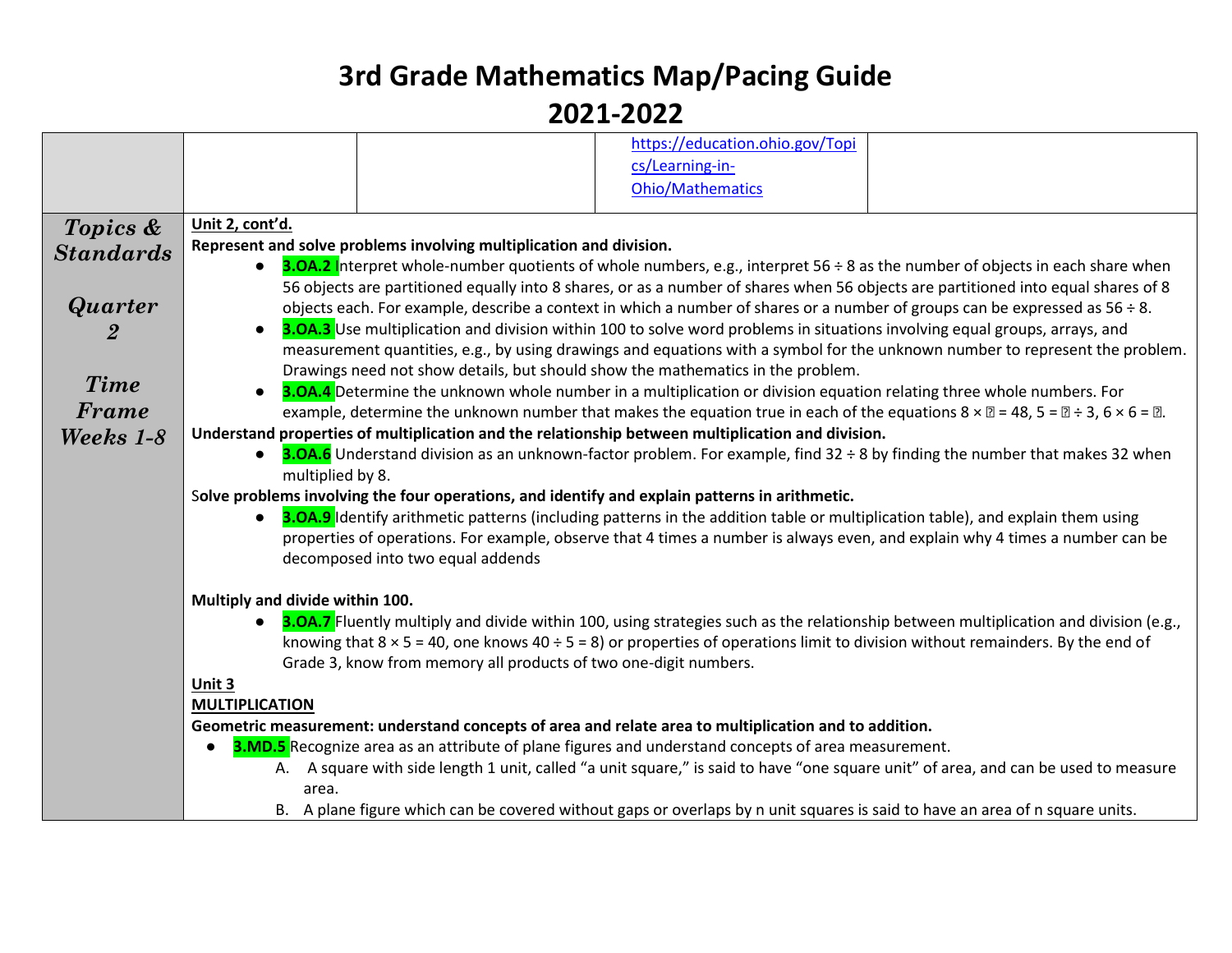# 3rd Grade Mathematics Map/Pacing Guide

# 2021-2022

| | | | | |
|---|---|---|---|---|
| | | | https://education.ohio.gov/Topics/Learning-in-Ohio/Mathematics | |

| | |
|---|---|
| ***Topics & Standards*** ***Quarter 2*** ***Time Frame Weeks 1-8*** | **Unit 2, cont'd.** |

**Represent and solve problems involving multiplication and division.**

- **3.OA.2** Interpret whole-number quotients of whole numbers, e.g., interpret 56 ÷ 8 as the number of objects in each share when 56 objects are partitioned equally into 8 shares, or as a number of shares when 56 objects are partitioned into equal shares of 8 objects each. For example, describe a context in which a number of shares or a number of groups can be expressed as 56 ÷ 8.
- **3.OA.3** Use multiplication and division within 100 to solve word problems in situations involving equal groups, arrays, and measurement quantities, e.g., by using drawings and equations with a symbol for the unknown number to represent the problem. Drawings need not show details, but should show the mathematics in the problem.
- **3.OA.4** Determine the unknown whole number in a multiplication or division equation relating three whole numbers. For example, determine the unknown number that makes the equation true in each of the equations 8 × ? = 48, 5 = ? ÷ 3, 6 × 6 = ?.

**Understand properties of multiplication and the relationship between multiplication and division.**

- **3.OA.6** Understand division as an unknown-factor problem. For example, find 32 ÷ 8 by finding the number that makes 32 when multiplied by 8.

**Solve problems involving the four operations, and identify and explain patterns in arithmetic.**

- **3.OA.9** Identify arithmetic patterns (including patterns in the addition table or multiplication table), and explain them using properties of operations. For example, observe that 4 times a number is always even, and explain why 4 times a number can be decomposed into two equal addends

**Multiply and divide within 100.**

- **3.OA.7** Fluently multiply and divide within 100, using strategies such as the relationship between multiplication and division (e.g., knowing that 8 × 5 = 40, one knows 40 ÷ 5 = 8) or properties of operations limit to division without remainders. By the end of Grade 3, know from memory all products of two one-digit numbers.

**Unit 3**

**MULTIPLICATION**

**Geometric measurement: understand concepts of area and relate area to multiplication and to addition.**

- **3.MD.5** Recognize area as an attribute of plane figures and understand concepts of area measurement.
  - A. A square with side length 1 unit, called "a unit square," is said to have "one square unit" of area, and can be used to measure area.
  - B. A plane figure which can be covered without gaps or overlaps by n unit squares is said to have an area of n square units.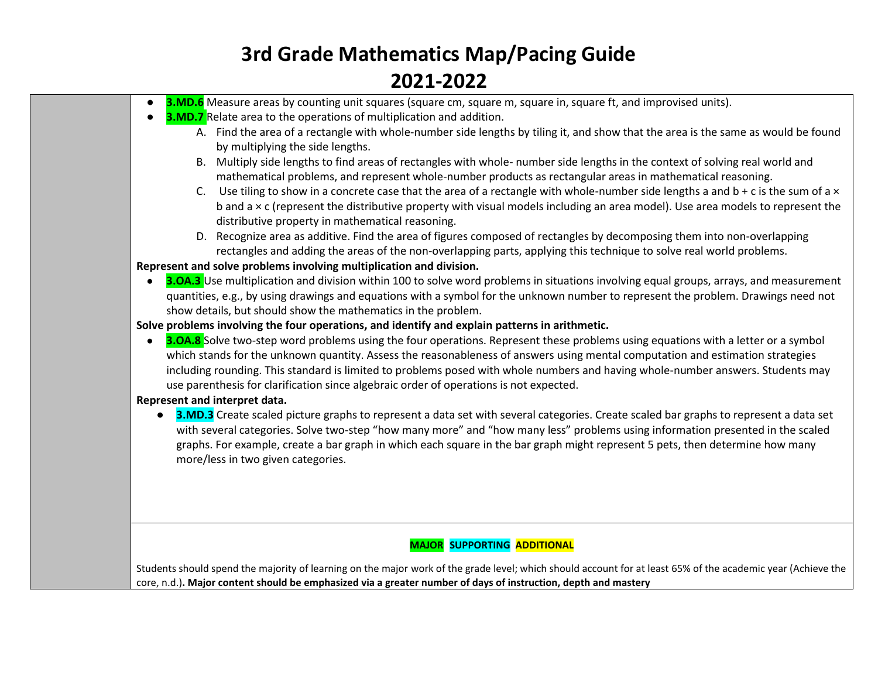# 3rd Grade Mathematics Map/Pacing Guide

# 2021-2022

- **3.MD.6** Measure areas by counting unit squares (square cm, square m, square in, square ft, and improvised units).
- **3.MD.7** Relate area to the operations of multiplication and addition.
  - A. Find the area of a rectangle with whole-number side lengths by tiling it, and show that the area is the same as would be found by multiplying the side lengths.
  - B. Multiply side lengths to find areas of rectangles with whole- number side lengths in the context of solving real world and mathematical problems, and represent whole-number products as rectangular areas in mathematical reasoning.
  - C. Use tiling to show in a concrete case that the area of a rectangle with whole-number side lengths a and b + c is the sum of a × b and a × c (represent the distributive property with visual models including an area model). Use area models to represent the distributive property in mathematical reasoning.
  - D. Recognize area as additive. Find the area of figures composed of rectangles by decomposing them into non-overlapping rectangles and adding the areas of the non-overlapping parts, applying this technique to solve real world problems.

**Represent and solve problems involving multiplication and division.**

- **3.OA.3** Use multiplication and division within 100 to solve word problems in situations involving equal groups, arrays, and measurement quantities, e.g., by using drawings and equations with a symbol for the unknown number to represent the problem. Drawings need not show details, but should show the mathematics in the problem.

**Solve problems involving the four operations, and identify and explain patterns in arithmetic.**

- **3.OA.8** Solve two-step word problems using the four operations. Represent these problems using equations with a letter or a symbol which stands for the unknown quantity. Assess the reasonableness of answers using mental computation and estimation strategies including rounding. This standard is limited to problems posed with whole numbers and having whole-number answers. Students may use parenthesis for clarification since algebraic order of operations is not expected.

**Represent and interpret data.**

- **3.MD.3** Create scaled picture graphs to represent a data set with several categories. Create scaled bar graphs to represent a data set with several categories. Solve two-step "how many more" and "how many less" problems using information presented in the scaled graphs. For example, create a bar graph in which each square in the bar graph might represent 5 pets, then determine how many more/less in two given categories.

**MAJOR SUPPORTING ADDITIONAL**

Students should spend the majority of learning on the major work of the grade level; which should account for at least 65% of the academic year (Achieve the core, n.d.). **Major content should be emphasized via a greater number of days of instruction, depth and mastery**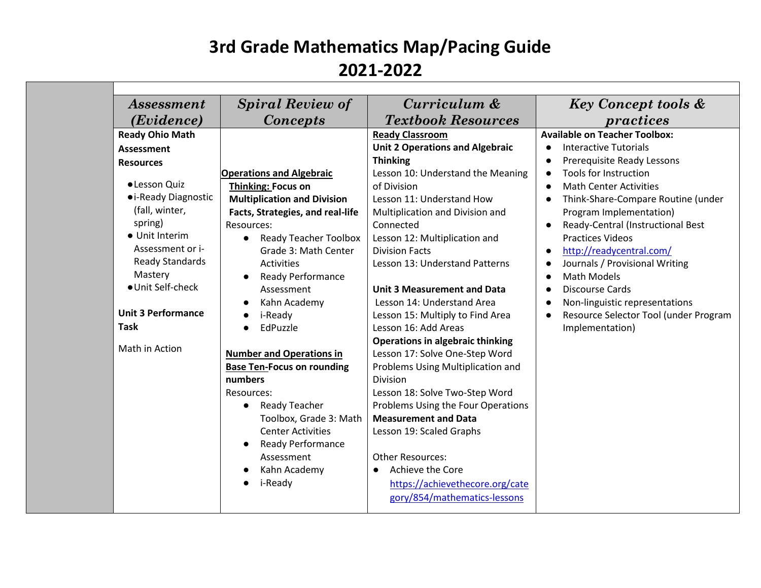# 3rd Grade Mathematics Map/Pacing Guide

# 2021-2022

| | *Assessment (Evidence)* | *Spiral Review of Concepts* | *Curriculum & Textbook Resources* | *Key Concept tools & practices* |
|---|---|---|---|---|
| | **Ready Ohio Math Assessment Resources**<br><br>● Lesson Quiz<br>● i-Ready Diagnostic (fall, winter, spring)<br>● Unit Interim Assessment or i-Ready Standards Mastery<br>● Unit Self-check<br><br>**Unit 3 Performance Task**<br><br>Math in Action | **Operations and Algebraic Thinking: Focus on Multiplication and Division Facts, Strategies, and real-life**<br>Resources:<br>● Ready Teacher Toolbox Grade 3: Math Center Activities<br>● Ready Performance Assessment<br>● Kahn Academy<br>● i-Ready<br>● EdPuzzle<br><br>**Number and Operations in Base Ten-Focus on rounding numbers**<br>Resources:<br>● Ready Teacher Toolbox, Grade 3: Math Center Activities<br>● Ready Performance Assessment<br>● Kahn Academy<br>● i-Ready | **Ready Classroom**<br>**Unit 2 Operations and Algebraic Thinking**<br>Lesson 10: Understand the Meaning of Division<br>Lesson 11: Understand How Multiplication and Division and Connected<br>Lesson 12: Multiplication and Division Facts<br>Lesson 13: Understand Patterns<br><br>**Unit 3 Measurement and Data**<br>Lesson 14: Understand Area<br>Lesson 15: Multiply to Find Area<br>Lesson 16: Add Areas<br>**Operations in algebraic thinking**<br>Lesson 17: Solve One-Step Word Problems Using Multiplication and Division<br>Lesson 18: Solve Two-Step Word Problems Using the Four Operations<br>**Measurement and Data**<br>Lesson 19: Scaled Graphs<br><br>Other Resources:<br>● Achieve the Core https://achievethecore.org/category/854/mathematics-lessons | **Available on Teacher Toolbox:**<br>● Interactive Tutorials<br>● Prerequisite Ready Lessons<br>● Tools for Instruction<br>● Math Center Activities<br>● Think-Share-Compare Routine (under Program Implementation)<br>● Ready-Central (Instructional Best Practices Videos<br>● http://readycentral.com/<br>● Journals / Provisional Writing<br>● Math Models<br>● Discourse Cards<br>● Non-linguistic representations<br>● Resource Selector Tool (under Program Implementation) |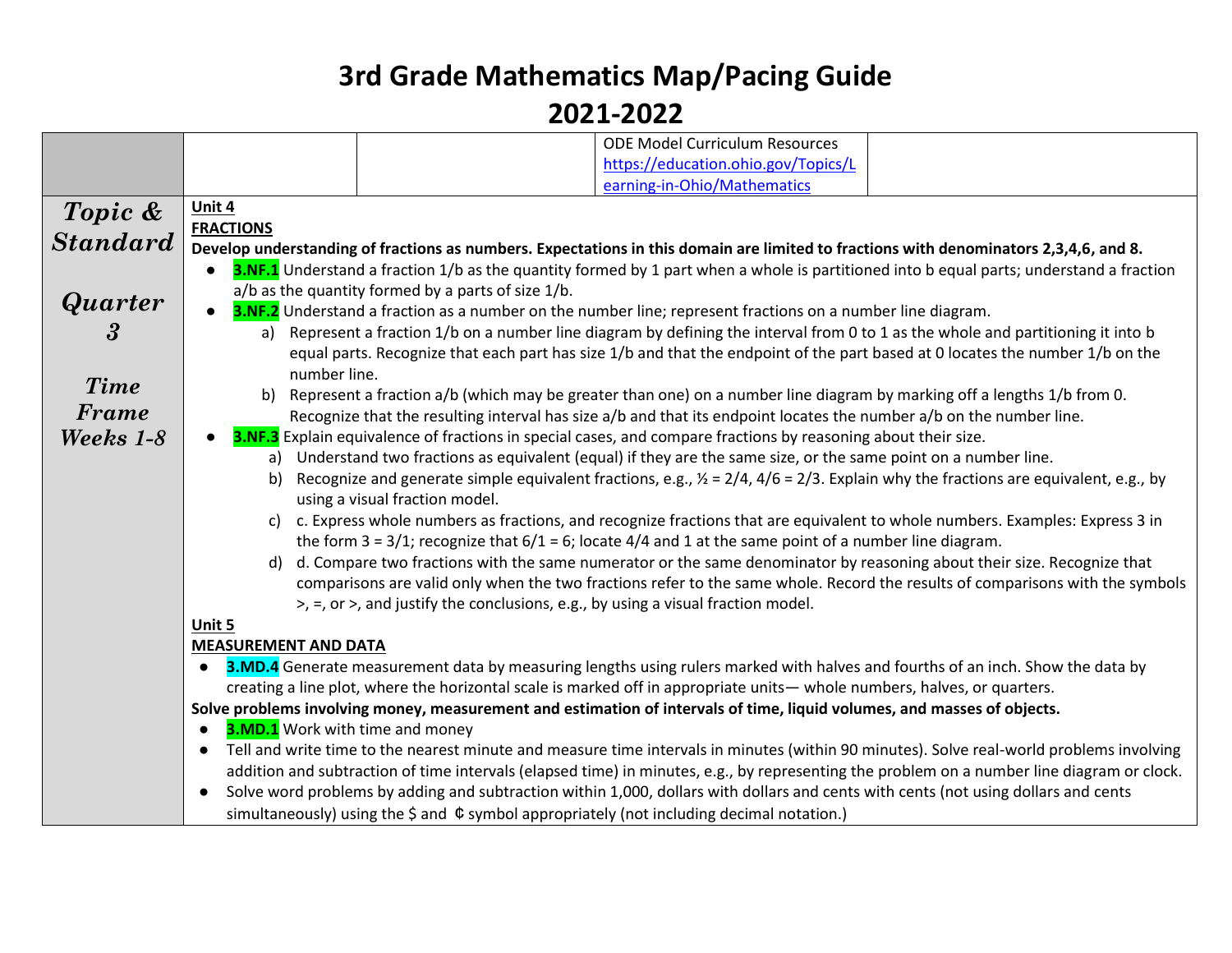# 3rd Grade Mathematics Map/Pacing Guide

# 2021-2022

| | | | | |
|---|---|---|---|---|
| | | | ODE Model Curriculum Resources https://education.ohio.gov/Topics/Learning-in-Ohio/Mathematics | |

| | |
|---|---|
| ***Topic & Standard*** <br><br> ***Quarter 3*** <br><br> ***Time Frame Weeks 1-8*** | **Unit 4** <br> **FRACTIONS** <br> **Develop understanding of fractions as numbers. Expectations in this domain are limited to fractions with denominators 2,3,4,6, and 8.** <br> ● **3.NF.1** Understand a fraction 1/b as the quantity formed by 1 part when a whole is partitioned into b equal parts; understand a fraction a/b as the quantity formed by a parts of size 1/b. <br> ● **3.NF.2** Understand a fraction as a number on the number line; represent fractions on a number line diagram. <br> a) Represent a fraction 1/b on a number line diagram by defining the interval from 0 to 1 as the whole and partitioning it into b equal parts. Recognize that each part has size 1/b and that the endpoint of the part based at 0 locates the number 1/b on the number line. <br> b) Represent a fraction a/b (which may be greater than one) on a number line diagram by marking off a lengths 1/b from 0. Recognize that the resulting interval has size a/b and that its endpoint locates the number a/b on the number line. <br> ● **3.NF.3** Explain equivalence of fractions in special cases, and compare fractions by reasoning about their size. <br> a) Understand two fractions as equivalent (equal) if they are the same size, or the same point on a number line. <br> b) Recognize and generate simple equivalent fractions, e.g., ½ = 2/4, 4/6 = 2/3. Explain why the fractions are equivalent, e.g., by using a visual fraction model. <br> c) c. Express whole numbers as fractions, and recognize fractions that are equivalent to whole numbers. Examples: Express 3 in the form 3 = 3/1; recognize that 6/1 = 6; locate 4/4 and 1 at the same point of a number line diagram. <br> d) d. Compare two fractions with the same numerator or the same denominator by reasoning about their size. Recognize that comparisons are valid only when the two fractions refer to the same whole. Record the results of comparisons with the symbols >, =, or >, and justify the conclusions, e.g., by using a visual fraction model. <br> **Unit 5** <br> **MEASUREMENT AND DATA** <br> ● **3.MD.4** Generate measurement data by measuring lengths using rulers marked with halves and fourths of an inch. Show the data by creating a line plot, where the horizontal scale is marked off in appropriate units— whole numbers, halves, or quarters. <br> **Solve problems involving money, measurement and estimation of intervals of time, liquid volumes, and masses of objects.** <br> ● **3.MD.1** Work with time and money <br> ● Tell and write time to the nearest minute and measure time intervals in minutes (within 90 minutes). Solve real-world problems involving addition and subtraction of time intervals (elapsed time) in minutes, e.g., by representing the problem on a number line diagram or clock. <br> ● Solve word problems by adding and subtraction within 1,000, dollars with dollars and cents with cents (not using dollars and cents simultaneously) using the $ and ¢ symbol appropriately (not including decimal notation.) |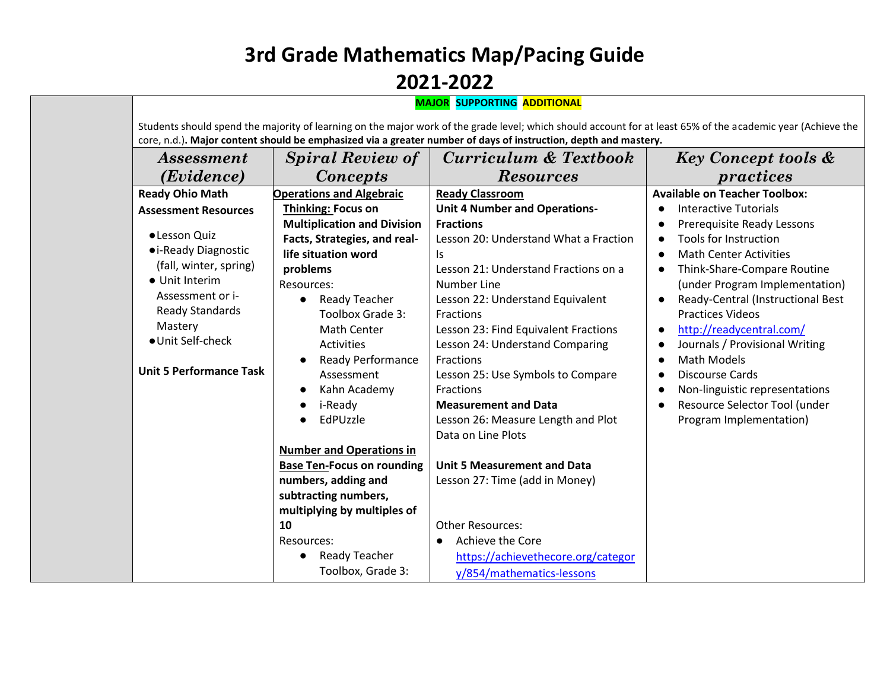# 3rd Grade Mathematics Map/Pacing Guide
# 2021-2022

**MAJOR** **SUPPORTING** **ADDITIONAL**

Students should spend the majority of learning on the major work of the grade level; which should account for at least 65% of the academic year (Achieve the core, n.d.). **Major content should be emphasized via a greater number of days of instruction, depth and mastery.**

| | *Assessment (Evidence)* | *Spiral Review of Concepts* | *Curriculum & Textbook Resources* | *Key Concept tools & practices* |
|---|---|---|---|---|
| | **Ready Ohio Math Assessment Resources**<br>● Lesson Quiz<br>● i-Ready Diagnostic (fall, winter, spring)<br>● Unit Interim Assessment or i-Ready Standards Mastery<br>● Unit Self-check<br><br>**Unit 5 Performance Task** | **Operations and Algebraic Thinking: Focus on Multiplication and Division Facts, Strategies, and real-life situation word problems**<br>Resources:<br>● Ready Teacher Toolbox Grade 3: Math Center Activities<br>● Ready Performance Assessment<br>● Kahn Academy<br>● i-Ready<br>● EdPUzzle<br><br>**Number and Operations in Base Ten-Focus on rounding numbers, adding and subtracting numbers, multiplying by multiples of 10**<br>Resources:<br>● Ready Teacher Toolbox, Grade 3: | **Ready Classroom**<br>**Unit 4 Number and Operations-Fractions**<br>Lesson 20: Understand What a Fraction Is<br>Lesson 21: Understand Fractions on a Number Line<br>Lesson 22: Understand Equivalent Fractions<br>Lesson 23: Find Equivalent Fractions<br>Lesson 24: Understand Comparing Fractions<br>Lesson 25: Use Symbols to Compare Fractions<br>**Measurement and Data**<br>Lesson 26: Measure Length and Plot Data on Line Plots<br><br>**Unit 5 Measurement and Data**<br>Lesson 27: Time (add in Money)<br><br>Other Resources:<br>● Achieve the Core https://achievethecore.org/category/854/mathematics-lessons | **Available on Teacher Toolbox:**<br>● Interactive Tutorials<br>● Prerequisite Ready Lessons<br>● Tools for Instruction<br>● Math Center Activities<br>● Think-Share-Compare Routine (under Program Implementation)<br>● Ready-Central (Instructional Best Practices Videos<br>● http://readycentral.com/<br>● Journals / Provisional Writing<br>● Math Models<br>● Discourse Cards<br>● Non-linguistic representations<br>● Resource Selector Tool (under Program Implementation) |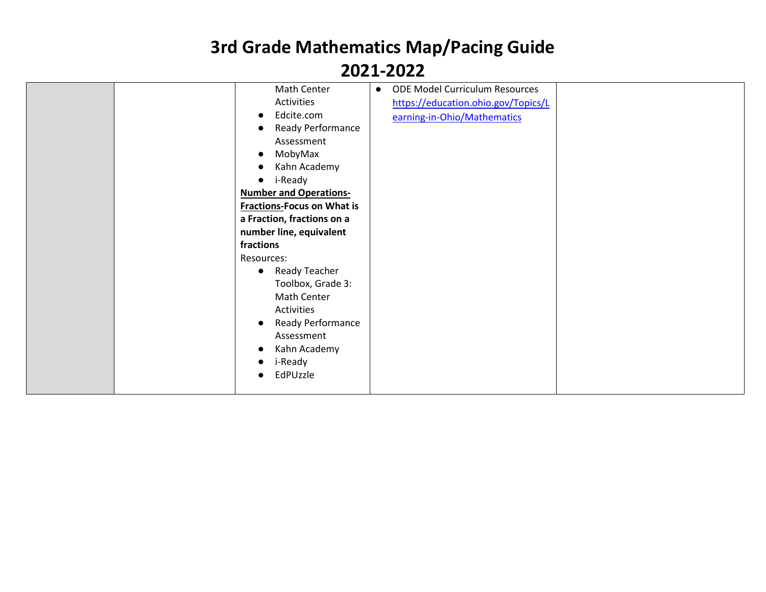# 3rd Grade Mathematics Map/Pacing Guide

# 2021-2022

| | | | | |
|---|---|---|---|---|
| | | Math Center Activities<br>● Edcite.com<br>● Ready Performance Assessment<br>● MobyMax<br>● Kahn Academy<br>● i-Ready<br>**<u>Number and Operations-Fractions-</u>Focus on What is a Fraction, fractions on a number line, equivalent fractions**<br>Resources:<br>● Ready Teacher Toolbox, Grade 3: Math Center Activities<br>● Ready Performance Assessment<br>● Kahn Academy<br>● i-Ready<br>● EdPUzzle | ● ODE Model Curriculum Resources [https://education.ohio.gov/Topics/Learning-in-Ohio/Mathematics](https://education.ohio.gov/Topics/Learning-in-Ohio/Mathematics) | |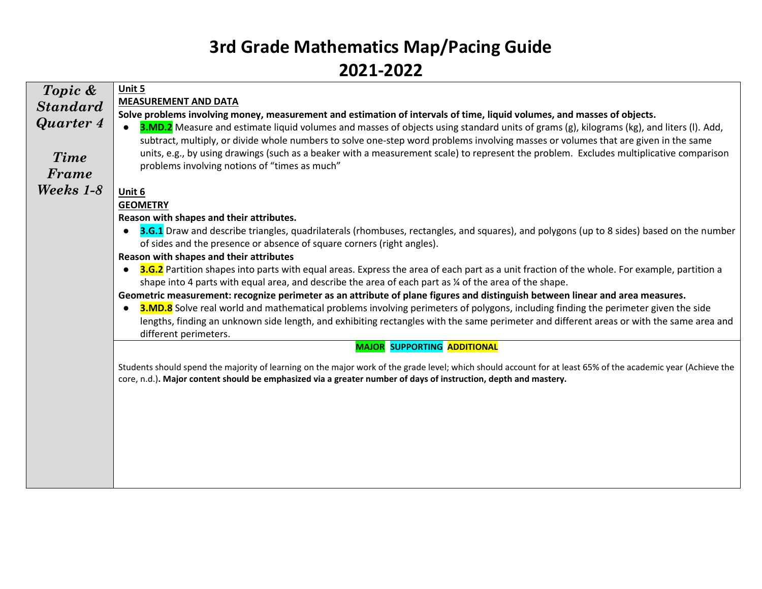# 3rd Grade Mathematics Map/Pacing Guide
# 2021-2022

| ***Topic & Standard Quarter 4*** <br><br> ***Time Frame Weeks 1-8*** | **<u>Unit 5</u>** <br> **<u>MEASUREMENT AND DATA</u>** <br> **Solve problems involving money, measurement and estimation of intervals of time, liquid volumes, and masses of objects.** <br> ● **3.MD.2** Measure and estimate liquid volumes and masses of objects using standard units of grams (g), kilograms (kg), and liters (l). Add, subtract, multiply, or divide whole numbers to solve one-step word problems involving masses or volumes that are given in the same units, e.g., by using drawings (such as a beaker with a measurement scale) to represent the problem. Excludes multiplicative comparison problems involving notions of "times as much" <br><br> **<u>Unit 6</u>** <br> **<u>GEOMETRY</u>** <br> **Reason with shapes and their attributes.** <br> ● **3.G.1** Draw and describe triangles, quadrilaterals (rhombuses, rectangles, and squares), and polygons (up to 8 sides) based on the number of sides and the presence or absence of square corners (right angles). <br> **Reason with shapes and their attributes** <br> ● **3.G.2** Partition shapes into parts with equal areas. Express the area of each part as a unit fraction of the whole. For example, partition a shape into 4 parts with equal area, and describe the area of each part as ¼ of the area of the shape. <br> **Geometric measurement: recognize perimeter as an attribute of plane figures and distinguish between linear and area measures.** <br> ● **3.MD.8** Solve real world and mathematical problems involving perimeters of polygons, including finding the perimeter given the side lengths, finding an unknown side length, and exhibiting rectangles with the same perimeter and different areas or with the same area and different perimeters. |
|---|---|
| | **MAJOR SUPPORTING ADDITIONAL** <br><br> Students should spend the majority of learning on the major work of the grade level; which should account for at least 65% of the academic year (Achieve the core, n.d.)**. Major content should be emphasized via a greater number of days of instruction, depth and mastery.** |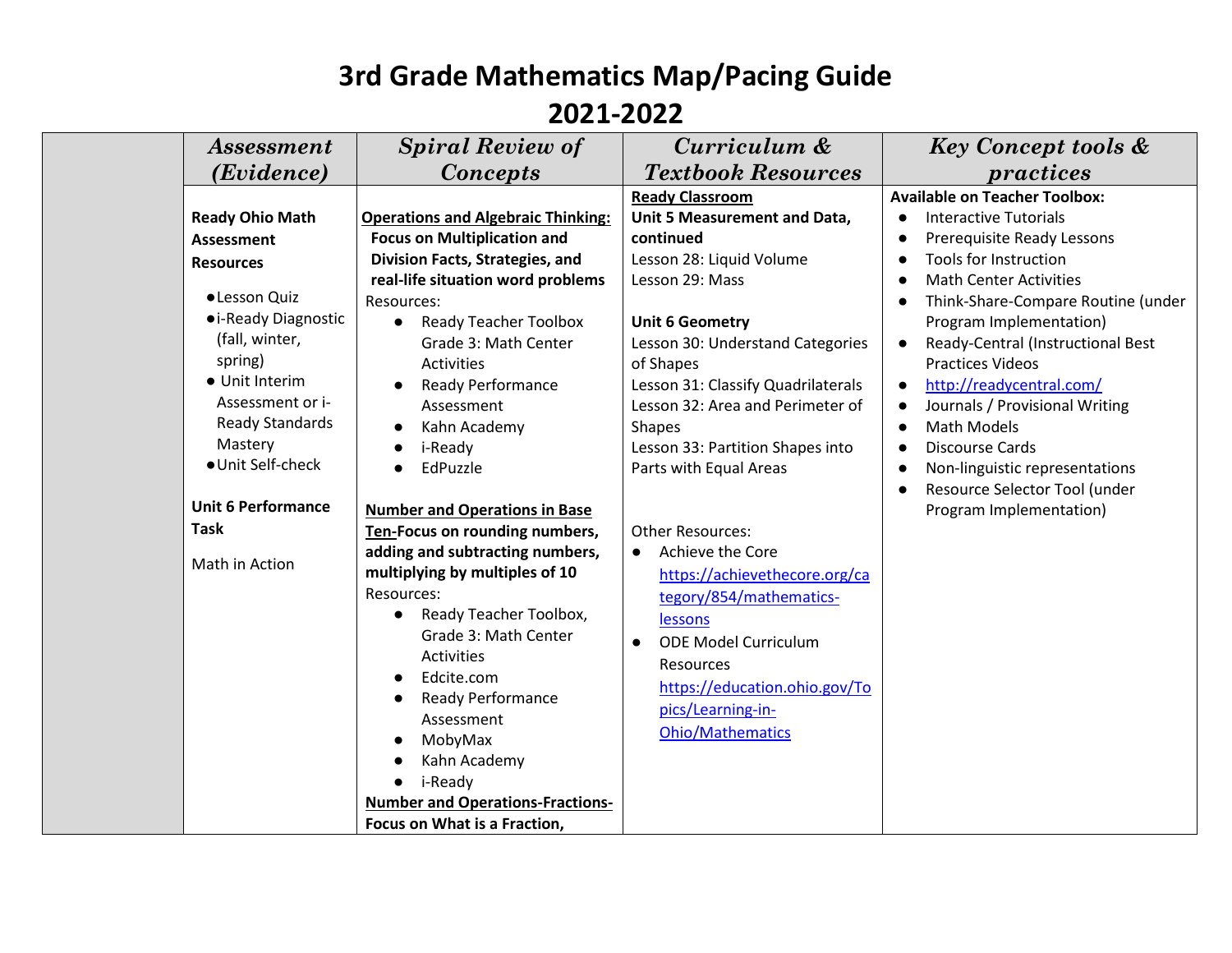# 3rd Grade Mathematics Map/Pacing Guide

# 2021-2022

| | *Assessment (Evidence)* | *Spiral Review of Concepts* | *Curriculum & Textbook Resources* | *Key Concept tools & practices* |
|---|---|---|---|---|
| | **Ready Ohio Math Assessment Resources**<br><br>● Lesson Quiz<br>● i-Ready Diagnostic (fall, winter, spring)<br>● Unit Interim Assessment or i-Ready Standards Mastery<br>● Unit Self-check<br><br>**Unit 6 Performance Task**<br><br>Math in Action | **Operations and Algebraic Thinking: Focus on Multiplication and Division Facts, Strategies, and real-life situation word problems**<br>Resources:<br>● Ready Teacher Toolbox Grade 3: Math Center Activities<br>● Ready Performance Assessment<br>● Kahn Academy<br>● i-Ready<br>● EdPuzzle<br><br>**Number and Operations in Base Ten-Focus on rounding numbers, adding and subtracting numbers, multiplying by multiples of 10**<br>Resources:<br>● Ready Teacher Toolbox, Grade 3: Math Center Activities<br>● Edcite.com<br>● Ready Performance Assessment<br>● MobyMax<br>● Kahn Academy<br>● i-Ready<br>**Number and Operations-Fractions-Focus on What is a Fraction,** | **Ready Classroom**<br>**Unit 5 Measurement and Data, continued**<br>Lesson 28: Liquid Volume<br>Lesson 29: Mass<br><br>**Unit 6 Geometry**<br>Lesson 30: Understand Categories of Shapes<br>Lesson 31: Classify Quadrilaterals<br>Lesson 32: Area and Perimeter of Shapes<br>Lesson 33: Partition Shapes into Parts with Equal Areas<br><br>Other Resources:<br>● Achieve the Core https://achievethecore.org/category/854/mathematics-lessons<br>● ODE Model Curriculum Resources https://education.ohio.gov/Topics/Learning-in-Ohio/Mathematics | **Available on Teacher Toolbox:**<br>● Interactive Tutorials<br>● Prerequisite Ready Lessons<br>● Tools for Instruction<br>● Math Center Activities<br>● Think-Share-Compare Routine (under Program Implementation)<br>● Ready-Central (Instructional Best Practices Videos<br>● http://readycentral.com/<br>● Journals / Provisional Writing<br>● Math Models<br>● Discourse Cards<br>● Non-linguistic representations<br>● Resource Selector Tool (under Program Implementation) |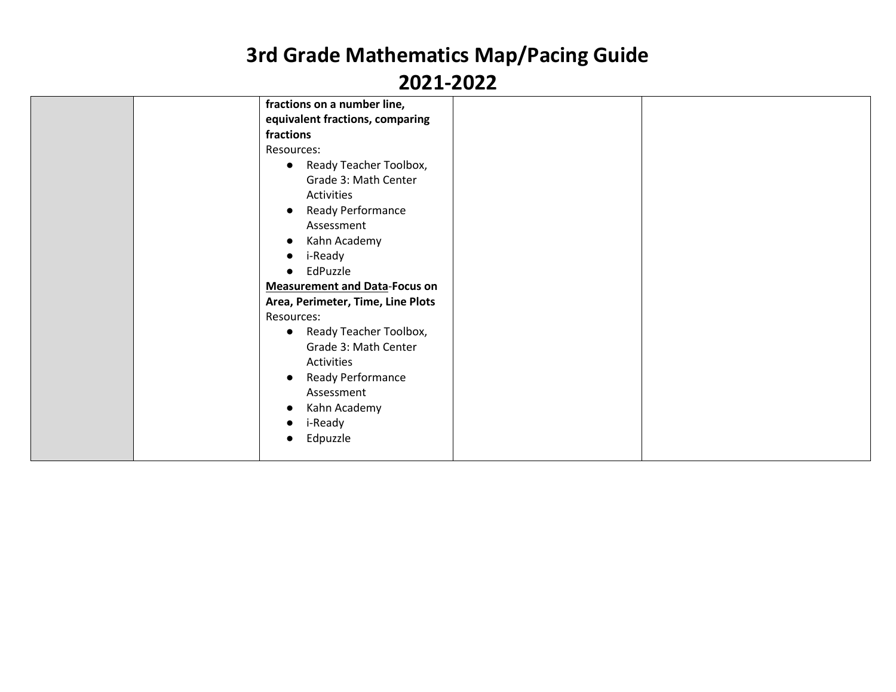# 3rd Grade Mathematics Map/Pacing Guide
# 2021-2022

| | | | | |
|---|---|---|---|---|
| | | **fractions on a number line, equivalent fractions, comparing fractions**<br>Resources:<br>● Ready Teacher Toolbox, Grade 3: Math Center Activities<br>● Ready Performance Assessment<br>● Kahn Academy<br>● i-Ready<br>● EdPuzzle<br>**<u>Measurement and Data</u>-Focus on Area, Perimeter, Time, Line Plots**<br>Resources:<br>● Ready Teacher Toolbox, Grade 3: Math Center Activities<br>● Ready Performance Assessment<br>● Kahn Academy<br>● i-Ready<br>● Edpuzzle | | |